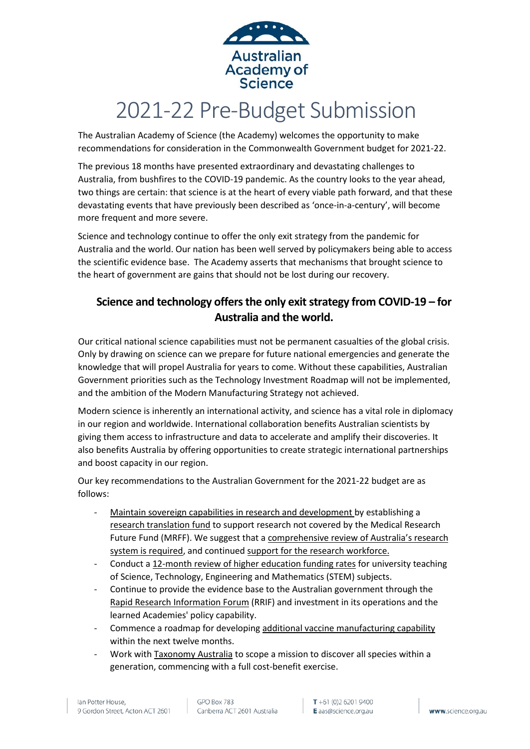Australian Academy of Science

# 2021-22 Pre-Budget Submission

The Australian Academy of Science (the Academy) welcomes the opportunity to make recommendations for consideration in the Commonwealth Government budget for 2021-22.

The previous 18 months have presented extraordinary and devastating challenges to Australia, from bushfires to the COVID-19 pandemic. As the country looks to the year ahead, two things are certain: that science is at the heart of every viable path forward, and that these devastating events that have previously been described as 'once-in-a-century', will become more frequent and more severe.

Science and technology continue to offer the only exit strategy from the pandemic for Australia and the world. Our nation has been well served by policymakers being able to access the scientific evidence base. The Academy asserts that mechanisms that brought science to the heart of government are gains that should not be lost during our recovery.

## Science and technology offers the only exit strategy from COVID-19 – for Australia and the world.

Our critical national science capabilities must not be permanent casualties of the global crisis. Only by drawing on science can we prepare for future national emergencies and generate the knowledge that will propel Australia for years to come. Without these capabilities, Australian Government priorities such as the Technology Investment Roadmap will not be implemented, and the ambition of the Modern Manufacturing Strategy not achieved.

Modern science is inherently an international activity, and science has a vital role in diplomacy in our region and worldwide. International collaboration benefits Australian scientists by giving them access to infrastructure and data to accelerate and amplify their discoveries. It also benefits Australia by offering opportunities to create strategic international partnerships and boost capacity in our region.

Our key recommendations to the Australian Government for the 2021-22 budget are as follows:

- Maintain sovereign capabilities in research and development by establishing a research translation fund to support research not covered by the Medical Research Future Fund (MRFF). We suggest that a comprehensive review of Australia's research system is required, and continued support for the research workforce.
- Conduct a 12-month review of higher education funding rates for university teaching of Science, Technology, Engineering and Mathematics (STEM) subjects.
- Continue to provide the evidence base to the Australian government through the Rapid Research Information Forum (RRIF) and investment in its operations and the learned Academies' policy capability.
- Commence a roadmap for developing additional vaccine manufacturing capability within the next twelve months.
- Work with Taxonomy Australia to scope a mission to discover all species within a generation, commencing with a full cost-benefit exercise.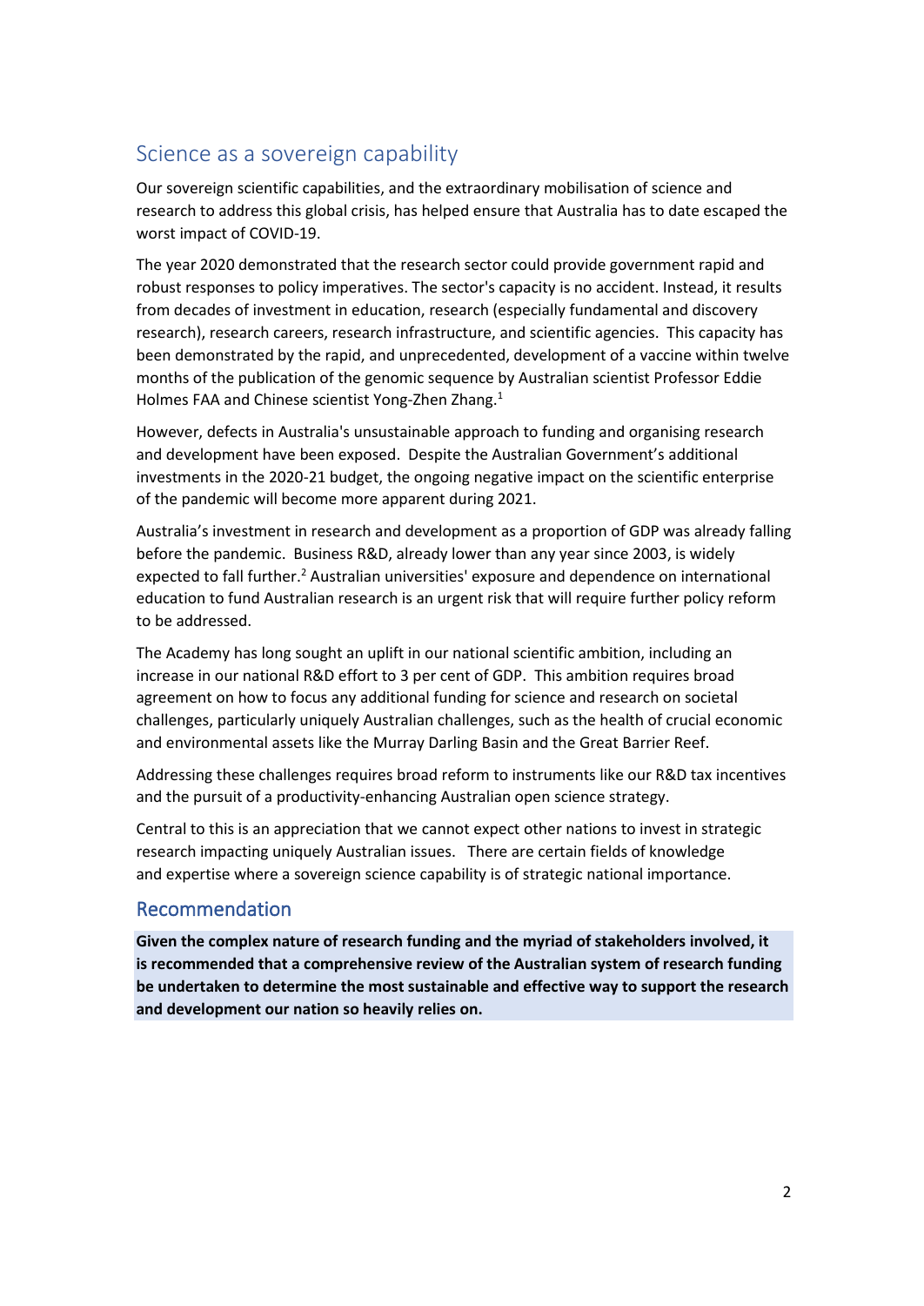## Science as a sovereign capability

Our sovereign scientific capabilities, and the extraordinary mobilisation of science and research to address this global crisis, has helped ensure that Australia has to date escaped the worst impact of COVID-19.

The year 2020 demonstrated that the research sector could provide government rapid and robust responses to policy imperatives. The sector's capacity is no accident. Instead, it results from decades of investment in education, research (especially fundamental and discovery research), research careers, research infrastructure, and scientific agencies. This capacity has been demonstrated by the rapid, and unprecedented, development of a vaccine within twelve months of the publication of the genomic sequence by Australian scientist Professor Eddie Holmes FAA and Chinese scientist Yong-Zhen Zhang.[1]

However, defects in Australia's unsustainable approach to funding and organising research and development have been exposed. Despite the Australian Government's additional investments in the 2020-21 budget, the ongoing negative impact on the scientific enterprise of the pandemic will become more apparent during 2021.

Australia's investment in research and development as a proportion of GDP was already falling before the pandemic. Business R&D, already lower than any year since 2003, is widely expected to fall further.[2] Australian universities' exposure and dependence on international education to fund Australian research is an urgent risk that will require further policy reform to be addressed.

The Academy has long sought an uplift in our national scientific ambition, including an increase in our national R&D effort to 3 per cent of GDP. This ambition requires broad agreement on how to focus any additional funding for science and research on societal challenges, particularly uniquely Australian challenges, such as the health of crucial economic and environmental assets like the Murray Darling Basin and the Great Barrier Reef.

Addressing these challenges requires broad reform to instruments like our R&D tax incentives and the pursuit of a productivity-enhancing Australian open science strategy.

Central to this is an appreciation that we cannot expect other nations to invest in strategic research impacting uniquely Australian issues. There are certain fields of knowledge and expertise where a sovereign science capability is of strategic national importance.

### Recommendation

**Given the complex nature of research funding and the myriad of stakeholders involved, it is recommended that a comprehensive review of the Australian system of research funding be undertaken to determine the most sustainable and effective way to support the research and development our nation so heavily relies on.**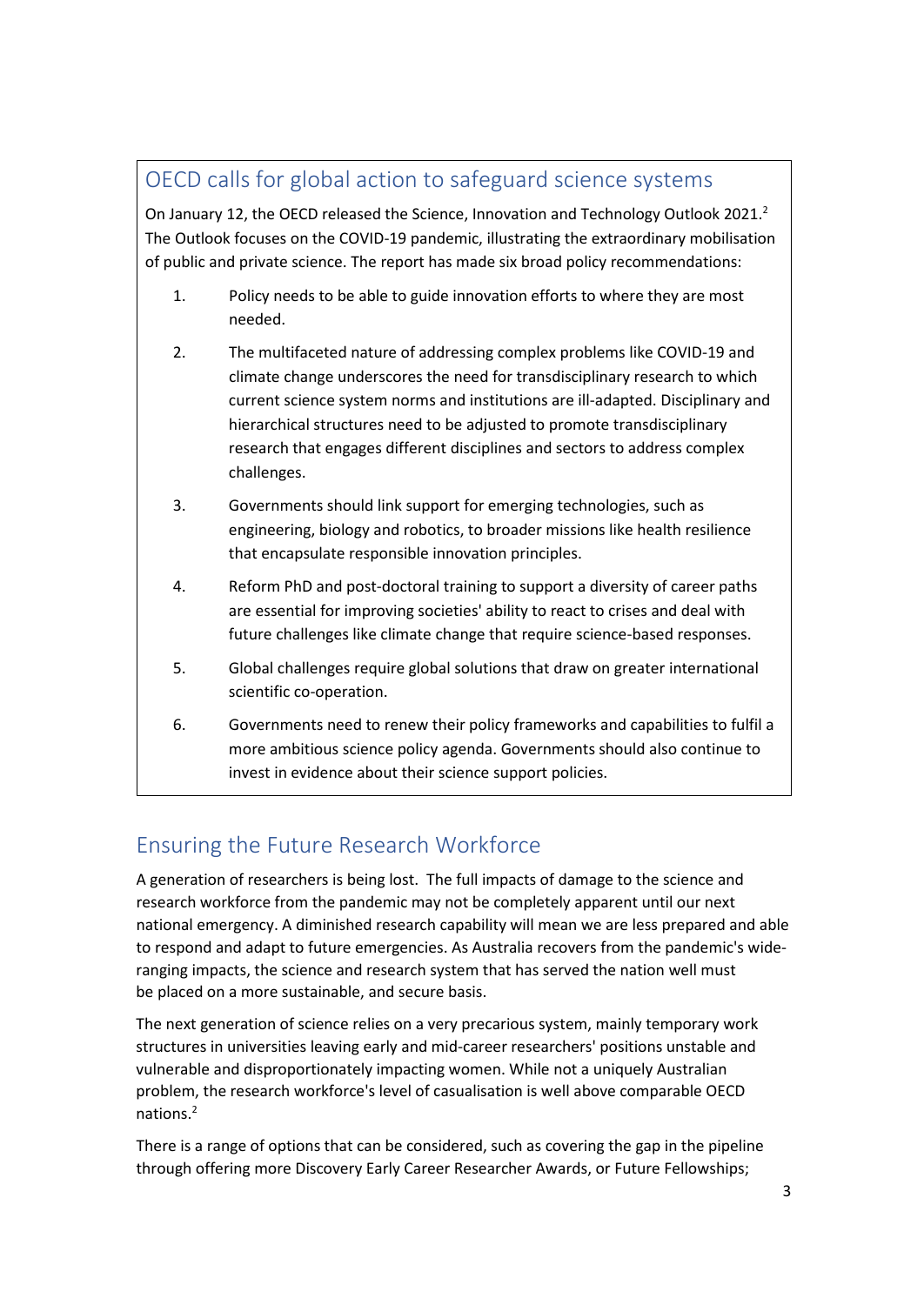## OECD calls for global action to safeguard science systems

On January 12, the OECD released the Science, Innovation and Technology Outlook 2021.[2] The Outlook focuses on the COVID-19 pandemic, illustrating the extraordinary mobilisation of public and private science. The report has made six broad policy recommendations:

1. Policy needs to be able to guide innovation efforts to where they are most needed.
2. The multifaceted nature of addressing complex problems like COVID-19 and climate change underscores the need for transdisciplinary research to which current science system norms and institutions are ill-adapted. Disciplinary and hierarchical structures need to be adjusted to promote transdisciplinary research that engages different disciplines and sectors to address complex challenges.
3. Governments should link support for emerging technologies, such as engineering, biology and robotics, to broader missions like health resilience that encapsulate responsible innovation principles.
4. Reform PhD and post-doctoral training to support a diversity of career paths are essential for improving societies' ability to react to crises and deal with future challenges like climate change that require science-based responses.
5. Global challenges require global solutions that draw on greater international scientific co-operation.
6. Governments need to renew their policy frameworks and capabilities to fulfil a more ambitious science policy agenda. Governments should also continue to invest in evidence about their science support policies.

## Ensuring the Future Research Workforce

A generation of researchers is being lost. The full impacts of damage to the science and research workforce from the pandemic may not be completely apparent until our next national emergency. A diminished research capability will mean we are less prepared and able to respond and adapt to future emergencies. As Australia recovers from the pandemic's wide-ranging impacts, the science and research system that has served the nation well must be placed on a more sustainable, and secure basis.

The next generation of science relies on a very precarious system, mainly temporary work structures in universities leaving early and mid-career researchers' positions unstable and vulnerable and disproportionately impacting women. While not a uniquely Australian problem, the research workforce's level of casualisation is well above comparable OECD nations.[2]

There is a range of options that can be considered, such as covering the gap in the pipeline through offering more Discovery Early Career Researcher Awards, or Future Fellowships;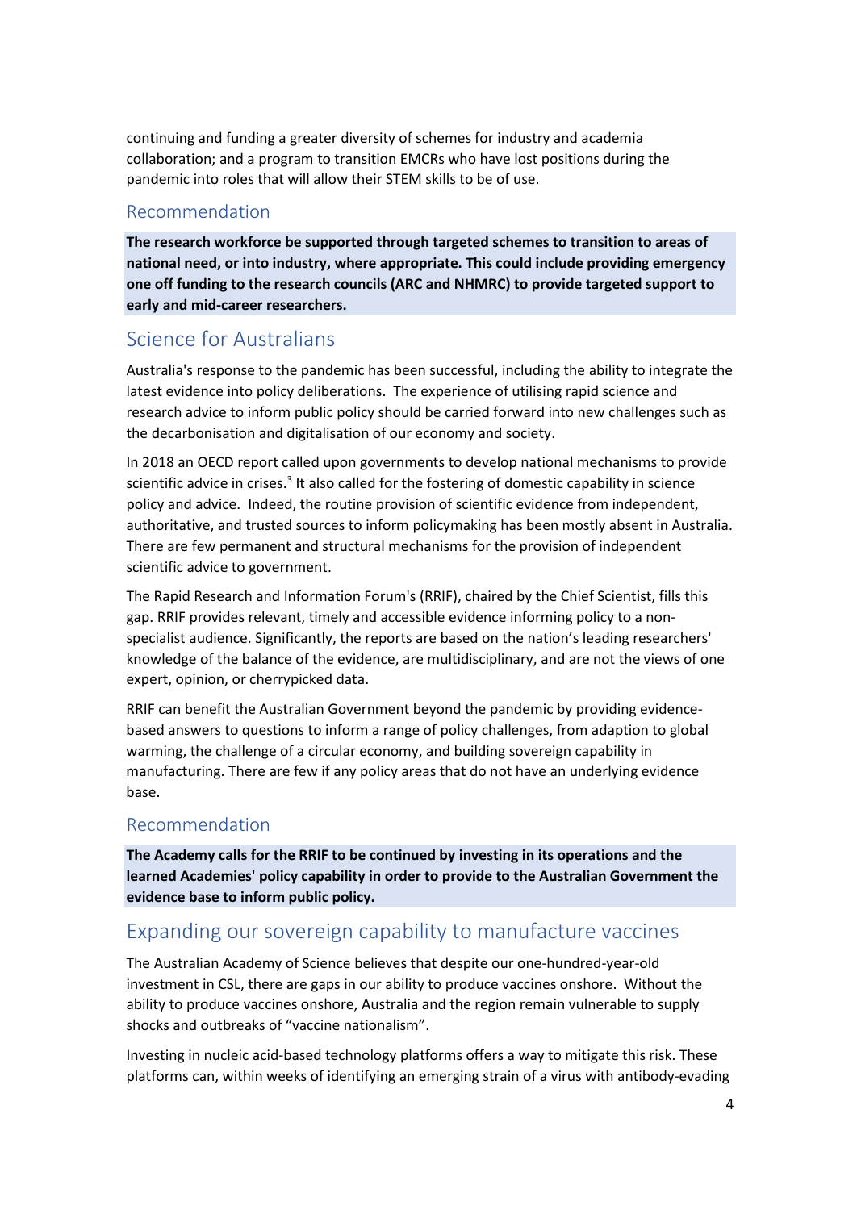continuing and funding a greater diversity of schemes for industry and academia collaboration; and a program to transition EMCRs who have lost positions during the pandemic into roles that will allow their STEM skills to be of use.

### Recommendation

**The research workforce be supported through targeted schemes to transition to areas of national need, or into industry, where appropriate. This could include providing emergency one off funding to the research councils (ARC and NHMRC) to provide targeted support to early and mid-career researchers.**

## Science for Australians

Australia's response to the pandemic has been successful, including the ability to integrate the latest evidence into policy deliberations. The experience of utilising rapid science and research advice to inform public policy should be carried forward into new challenges such as the decarbonisation and digitalisation of our economy and society.

In 2018 an OECD report called upon governments to develop national mechanisms to provide scientific advice in crises.[3] It also called for the fostering of domestic capability in science policy and advice. Indeed, the routine provision of scientific evidence from independent, authoritative, and trusted sources to inform policymaking has been mostly absent in Australia. There are few permanent and structural mechanisms for the provision of independent scientific advice to government.

The Rapid Research and Information Forum's (RRIF), chaired by the Chief Scientist, fills this gap. RRIF provides relevant, timely and accessible evidence informing policy to a non-specialist audience. Significantly, the reports are based on the nation's leading researchers' knowledge of the balance of the evidence, are multidisciplinary, and are not the views of one expert, opinion, or cherrypicked data.

RRIF can benefit the Australian Government beyond the pandemic by providing evidence-based answers to questions to inform a range of policy challenges, from adaption to global warming, the challenge of a circular economy, and building sovereign capability in manufacturing. There are few if any policy areas that do not have an underlying evidence base.

### Recommendation

**The Academy calls for the RRIF to be continued by investing in its operations and the learned Academies' policy capability in order to provide to the Australian Government the evidence base to inform public policy.**

## Expanding our sovereign capability to manufacture vaccines

The Australian Academy of Science believes that despite our one-hundred-year-old investment in CSL, there are gaps in our ability to produce vaccines onshore. Without the ability to produce vaccines onshore, Australia and the region remain vulnerable to supply shocks and outbreaks of "vaccine nationalism".

Investing in nucleic acid-based technology platforms offers a way to mitigate this risk. These platforms can, within weeks of identifying an emerging strain of a virus with antibody-evading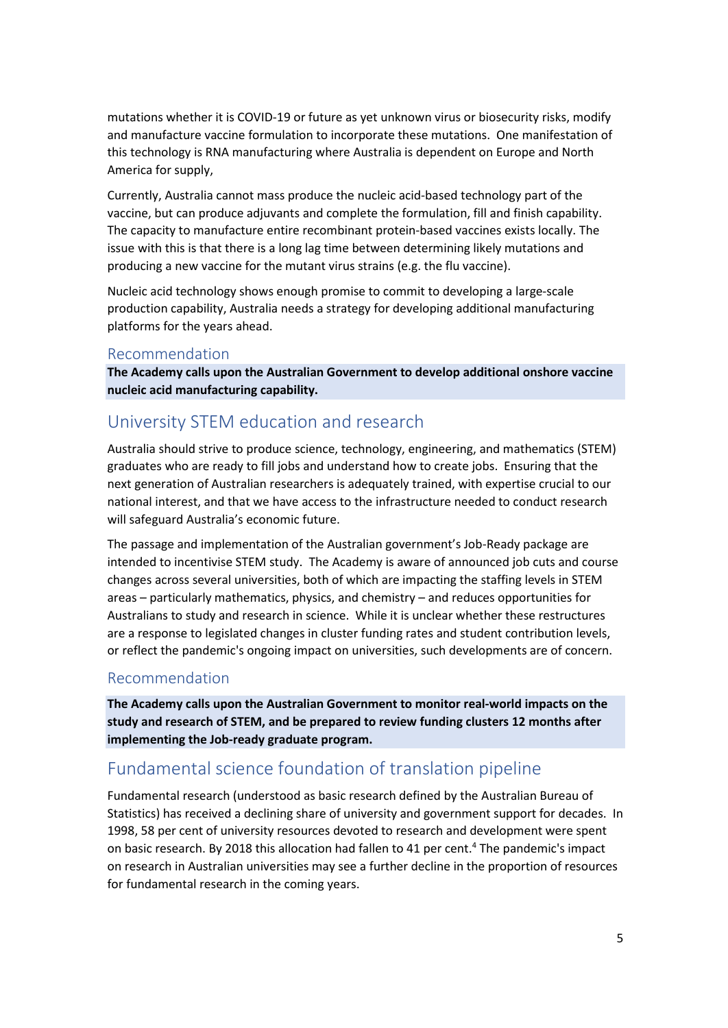mutations whether it is COVID-19 or future as yet unknown virus or biosecurity risks, modify and manufacture vaccine formulation to incorporate these mutations. One manifestation of this technology is RNA manufacturing where Australia is dependent on Europe and North America for supply,

Currently, Australia cannot mass produce the nucleic acid-based technology part of the vaccine, but can produce adjuvants and complete the formulation, fill and finish capability. The capacity to manufacture entire recombinant protein-based vaccines exists locally. The issue with this is that there is a long lag time between determining likely mutations and producing a new vaccine for the mutant virus strains (e.g. the flu vaccine).

Nucleic acid technology shows enough promise to commit to developing a large-scale production capability, Australia needs a strategy for developing additional manufacturing platforms for the years ahead.

### Recommendation

**The Academy calls upon the Australian Government to develop additional onshore vaccine nucleic acid manufacturing capability.**

## University STEM education and research

Australia should strive to produce science, technology, engineering, and mathematics (STEM) graduates who are ready to fill jobs and understand how to create jobs. Ensuring that the next generation of Australian researchers is adequately trained, with expertise crucial to our national interest, and that we have access to the infrastructure needed to conduct research will safeguard Australia's economic future.

The passage and implementation of the Australian government's Job-Ready package are intended to incentivise STEM study. The Academy is aware of announced job cuts and course changes across several universities, both of which are impacting the staffing levels in STEM areas – particularly mathematics, physics, and chemistry – and reduces opportunities for Australians to study and research in science. While it is unclear whether these restructures are a response to legislated changes in cluster funding rates and student contribution levels, or reflect the pandemic's ongoing impact on universities, such developments are of concern.

### Recommendation

**The Academy calls upon the Australian Government to monitor real-world impacts on the study and research of STEM, and be prepared to review funding clusters 12 months after implementing the Job-ready graduate program.**

## Fundamental science foundation of translation pipeline

Fundamental research (understood as basic research defined by the Australian Bureau of Statistics) has received a declining share of university and government support for decades. In 1998, 58 per cent of university resources devoted to research and development were spent on basic research. By 2018 this allocation had fallen to 41 per cent.[4] The pandemic's impact on research in Australian universities may see a further decline in the proportion of resources for fundamental research in the coming years.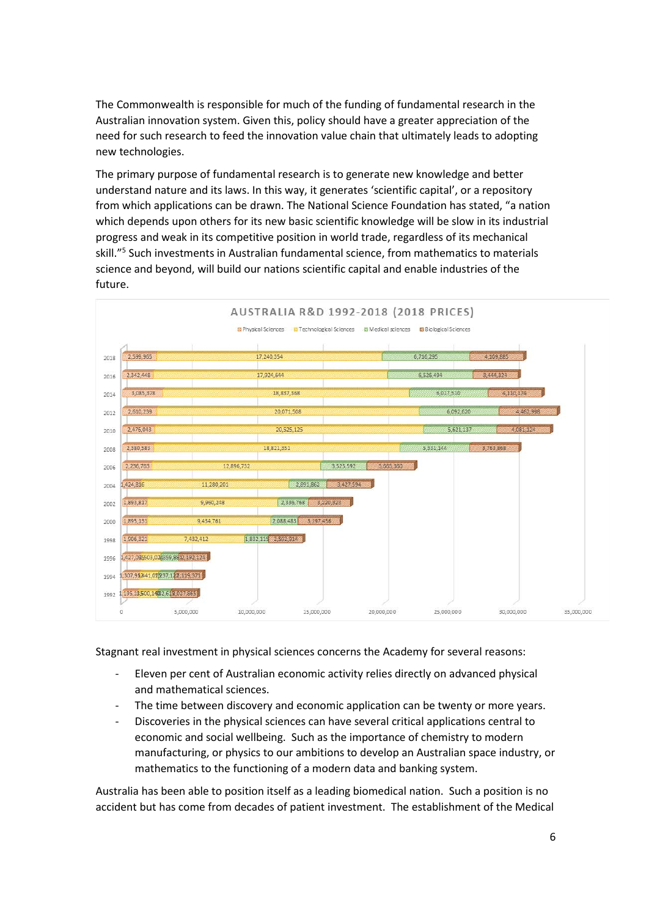The Commonwealth is responsible for much of the funding of fundamental research in the Australian innovation system. Given this, policy should have a greater appreciation of the need for such research to feed the innovation value chain that ultimately leads to adopting new technologies.

The primary purpose of fundamental research is to generate new knowledge and better understand nature and its laws. In this way, it generates 'scientific capital', or a repository from which applications can be drawn. The National Science Foundation has stated, "a nation which depends upon others for its new basic scientific knowledge will be slow in its industrial progress and weak in its competitive position in world trade, regardless of its mechanical skill."[5] Such investments in Australian fundamental science, from mathematics to materials science and beyond, will build our nations scientific capital and enable industries of the future.

**AUSTRALIA R&D 1992-2018 (2018 PRICES)**

| Year | Physical Sciences | Technological Sciences | Medical sciences | Biological Sciences |
|---|---|---|---|---|
| 2018 | 2,599,963 | 17,240,354 | 6,716,295 | 4,109,885 |
| 2016 | 2,342,448 | 17,924,644 | 6,526,494 | 3,444,324 |
| 2014 | 3,085,378 | 18,837,368 | 6,017,510 | 4,110,174 |
| 2012 | 2,610,239 | 20,071,508 | 6,092,620 | 4,462,898 |
| 2010 | 2,475,043 | 20,525,125 | 5,621,137 | 4,081,124 |
| 2008 | 2,380,583 | 18,821,351 | 5,331,144 | 3,763,868 |
| 2006 | 2,236,763 | 12,896,732 | 3,525,592 | 3,563,360 |
| 2004 | 1,424,816 | 11,280,201 | 2,891,862 | 3,427,594 |
| 2002 | 1,893,817 | 9,960,248 | 2,336,768 | 3,220,323 |
| 2000 | 1,895,131 | 9,434,761 | 2,088,483 | 3,197,456 |
| 1998 | 1,906,321 | 7,432,412 | 1,832,115 | 2,501,314 |
| 1996 | 1,427,09 | 3,503,02 | 859,88 | 2,192,124 |
| 1994 | 1,307,91 | 3,441,07 | 937,12 | 2,115,371 |
| 1992 | 1,195,13 | 3,500,14 | 832,61 | 2,027,865 |

Stagnant real investment in physical sciences concerns the Academy for several reasons:

- Eleven per cent of Australian economic activity relies directly on advanced physical and mathematical sciences.
- The time between discovery and economic application can be twenty or more years.
- Discoveries in the physical sciences can have several critical applications central to economic and social wellbeing. Such as the importance of chemistry to modern manufacturing, or physics to our ambitions to develop an Australian space industry, or mathematics to the functioning of a modern data and banking system.

Australia has been able to position itself as a leading biomedical nation. Such a position is no accident but has come from decades of patient investment. The establishment of the Medical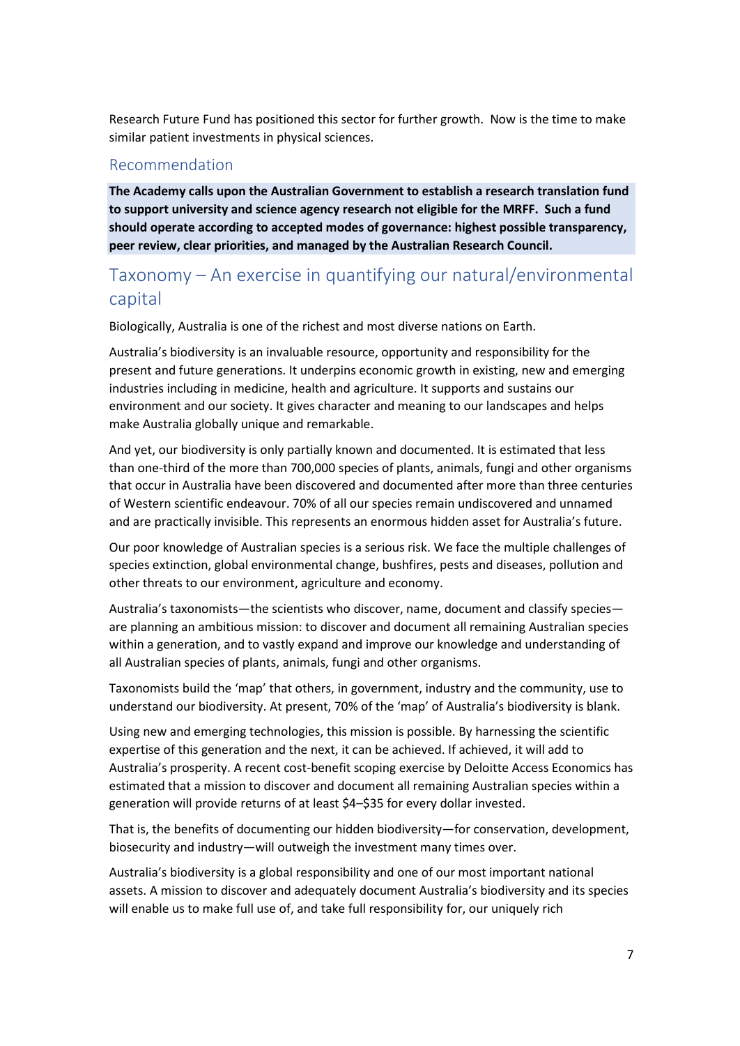Research Future Fund has positioned this sector for further growth. Now is the time to make similar patient investments in physical sciences.

### Recommendation

**The Academy calls upon the Australian Government to establish a research translation fund to support university and science agency research not eligible for the MRFF. Such a fund should operate according to accepted modes of governance: highest possible transparency, peer review, clear priorities, and managed by the Australian Research Council.**

## Taxonomy – An exercise in quantifying our natural/environmental capital

Biologically, Australia is one of the richest and most diverse nations on Earth.

Australia's biodiversity is an invaluable resource, opportunity and responsibility for the present and future generations. It underpins economic growth in existing, new and emerging industries including in medicine, health and agriculture. It supports and sustains our environment and our society. It gives character and meaning to our landscapes and helps make Australia globally unique and remarkable.

And yet, our biodiversity is only partially known and documented. It is estimated that less than one-third of the more than 700,000 species of plants, animals, fungi and other organisms that occur in Australia have been discovered and documented after more than three centuries of Western scientific endeavour. 70% of all our species remain undiscovered and unnamed and are practically invisible. This represents an enormous hidden asset for Australia's future.

Our poor knowledge of Australian species is a serious risk. We face the multiple challenges of species extinction, global environmental change, bushfires, pests and diseases, pollution and other threats to our environment, agriculture and economy.

Australia's taxonomists—the scientists who discover, name, document and classify species—are planning an ambitious mission: to discover and document all remaining Australian species within a generation, and to vastly expand and improve our knowledge and understanding of all Australian species of plants, animals, fungi and other organisms.

Taxonomists build the 'map' that others, in government, industry and the community, use to understand our biodiversity. At present, 70% of the 'map' of Australia's biodiversity is blank.

Using new and emerging technologies, this mission is possible. By harnessing the scientific expertise of this generation and the next, it can be achieved. If achieved, it will add to Australia's prosperity. A recent cost-benefit scoping exercise by Deloitte Access Economics has estimated that a mission to discover and document all remaining Australian species within a generation will provide returns of at least \$4–\$35 for every dollar invested.

That is, the benefits of documenting our hidden biodiversity—for conservation, development, biosecurity and industry—will outweigh the investment many times over.

Australia's biodiversity is a global responsibility and one of our most important national assets. A mission to discover and adequately document Australia's biodiversity and its species will enable us to make full use of, and take full responsibility for, our uniquely rich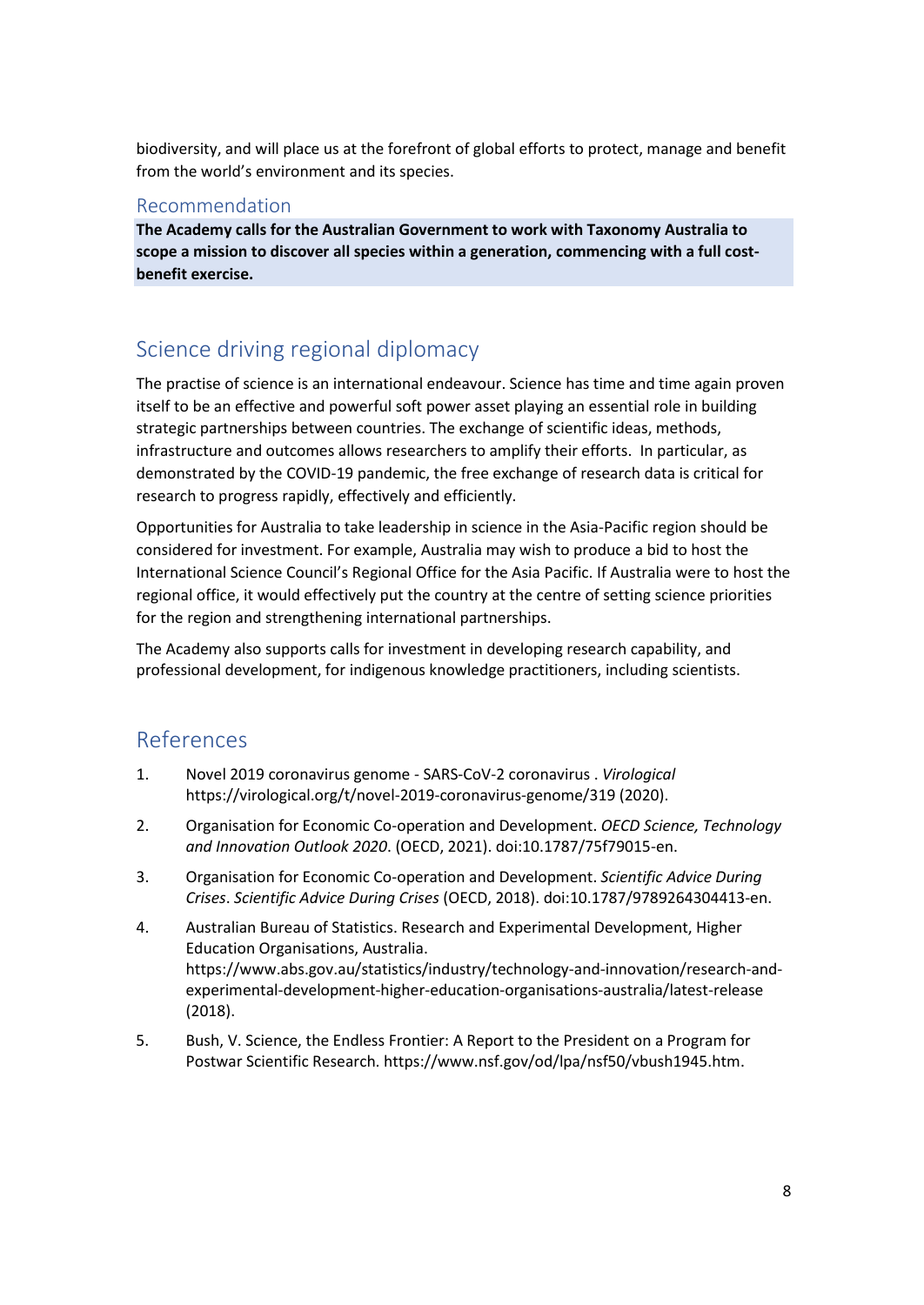biodiversity, and will place us at the forefront of global efforts to protect, manage and benefit from the world's environment and its species.

### Recommendation

**The Academy calls for the Australian Government to work with Taxonomy Australia to scope a mission to discover all species within a generation, commencing with a full cost-benefit exercise.**

## Science driving regional diplomacy

The practise of science is an international endeavour. Science has time and time again proven itself to be an effective and powerful soft power asset playing an essential role in building strategic partnerships between countries. The exchange of scientific ideas, methods, infrastructure and outcomes allows researchers to amplify their efforts. In particular, as demonstrated by the COVID-19 pandemic, the free exchange of research data is critical for research to progress rapidly, effectively and efficiently.

Opportunities for Australia to take leadership in science in the Asia-Pacific region should be considered for investment. For example, Australia may wish to produce a bid to host the International Science Council's Regional Office for the Asia Pacific. If Australia were to host the regional office, it would effectively put the country at the centre of setting science priorities for the region and strengthening international partnerships.

The Academy also supports calls for investment in developing research capability, and professional development, for indigenous knowledge practitioners, including scientists.

## References

1. Novel 2019 coronavirus genome - SARS-CoV-2 coronavirus . *Virological* https://virological.org/t/novel-2019-coronavirus-genome/319 (2020).
2. Organisation for Economic Co-operation and Development. *OECD Science, Technology and Innovation Outlook 2020*. (OECD, 2021). doi:10.1787/75f79015-en.
3. Organisation for Economic Co-operation and Development. *Scientific Advice During Crises*. *Scientific Advice During Crises* (OECD, 2018). doi:10.1787/9789264304413-en.
4. Australian Bureau of Statistics. Research and Experimental Development, Higher Education Organisations, Australia. https://www.abs.gov.au/statistics/industry/technology-and-innovation/research-and-experimental-development-higher-education-organisations-australia/latest-release (2018).
5. Bush, V. Science, the Endless Frontier: A Report to the President on a Program for Postwar Scientific Research. https://www.nsf.gov/od/lpa/nsf50/vbush1945.htm.